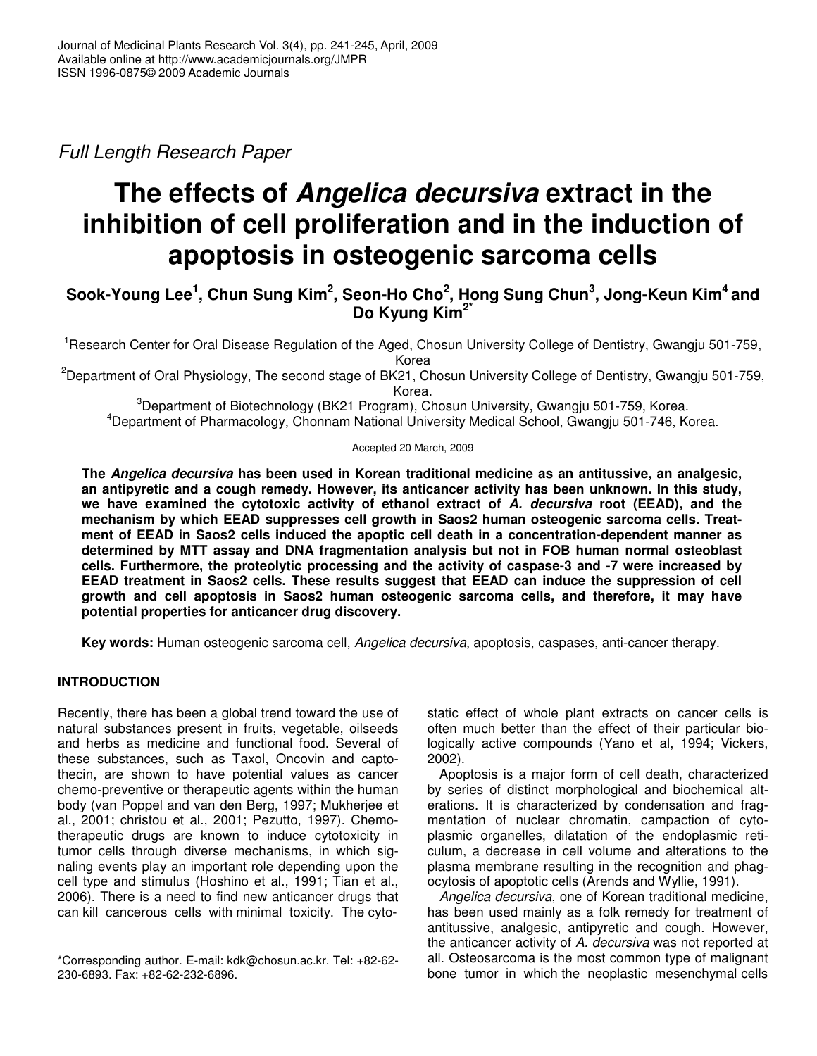*Full Length Research Paper*

# The effects of *Angelica decursiva* extract in the inhibition of cell proliferation and in the induction of apoptosis in osteogenic sarcoma cells

**Sook-Young Lee[1], Chun Sung Kim[2], Seon-Ho Cho[2], Hong Sung Chun[3], Jong-Keun Kim[4] and Do Kyung Kim[2*]**

[1]Research Center for Oral Disease Regulation of the Aged, Chosun University College of Dentistry, Gwangju 501-759, Korea

[2]Department of Oral Physiology, The second stage of BK21, Chosun University College of Dentistry, Gwangju 501-759, Korea.

[3]Department of Biotechnology (BK21 Program), Chosun University, Gwangju 501-759, Korea.

[4]Department of Pharmacology, Chonnam National University Medical School, Gwangju 501-746, Korea.

Accepted 20 March, 2009

**The *Angelica decursiva* has been used in Korean traditional medicine as an antitussive, an analgesic, an antipyretic and a cough remedy. However, its anticancer activity has been unknown. In this study, we have examined the cytotoxic activity of ethanol extract of *A. decursiva* root (EEAD), and the mechanism by which EEAD suppresses cell growth in Saos2 human osteogenic sarcoma cells. Treatment of EEAD in Saos2 cells induced the apoptic cell death in a concentration-dependent manner as determined by MTT assay and DNA fragmentation analysis but not in FOB human normal osteoblast cells. Furthermore, the proteolytic processing and the activity of caspase-3 and -7 were increased by EEAD treatment in Saos2 cells. These results suggest that EEAD can induce the suppression of cell growth and cell apoptosis in Saos2 human osteogenic sarcoma cells, and therefore, it may have potential properties for anticancer drug discovery.**

**Key words:** Human osteogenic sarcoma cell, *Angelica decursiva*, apoptosis, caspases, anti-cancer therapy.

## INTRODUCTION

Recently, there has been a global trend toward the use of natural substances present in fruits, vegetable, oilseeds and herbs as medicine and functional food. Several of these substances, such as Taxol, Oncovin and captothecin, are shown to have potential values as cancer chemo-preventive or therapeutic agents within the human body (van Poppel and van den Berg, 1997; Mukherjee et al., 2001; christou et al., 2001; Pezutto, 1997). Chemotherapeutic drugs are known to induce cytotoxicity in tumor cells through diverse mechanisms, in which signaling events play an important role depending upon the cell type and stimulus (Hoshino et al., 1991; Tian et al., 2006). There is a need to find new anticancer drugs that can kill cancerous cells with minimal toxicity. The cytostatic effect of whole plant extracts on cancer cells is often much better than the effect of their particular biologically active compounds (Yano et al, 1994; Vickers, 2002).

Apoptosis is a major form of cell death, characterized by series of distinct morphological and biochemical alterations. It is characterized by condensation and fragmentation of nuclear chromatin, campaction of cytoplasmic organelles, dilatation of the endoplasmic reticulum, a decrease in cell volume and alterations to the plasma membrane resulting in the recognition and phagocytosis of apoptotic cells (Arends and Wyllie, 1991).

*Angelica decursiva*, one of Korean traditional medicine, has been used mainly as a folk remedy for treatment of antitussive, analgesic, antipyretic and cough. However, the anticancer activity of *A. decursiva* was not reported at all. Osteosarcoma is the most common type of malignant bone tumor in which the neoplastic mesenchymal cells

*Corresponding author. E-mail: kdk@chosun.ac.kr. Tel: +82-62-230-6893. Fax: +82-62-232-6896.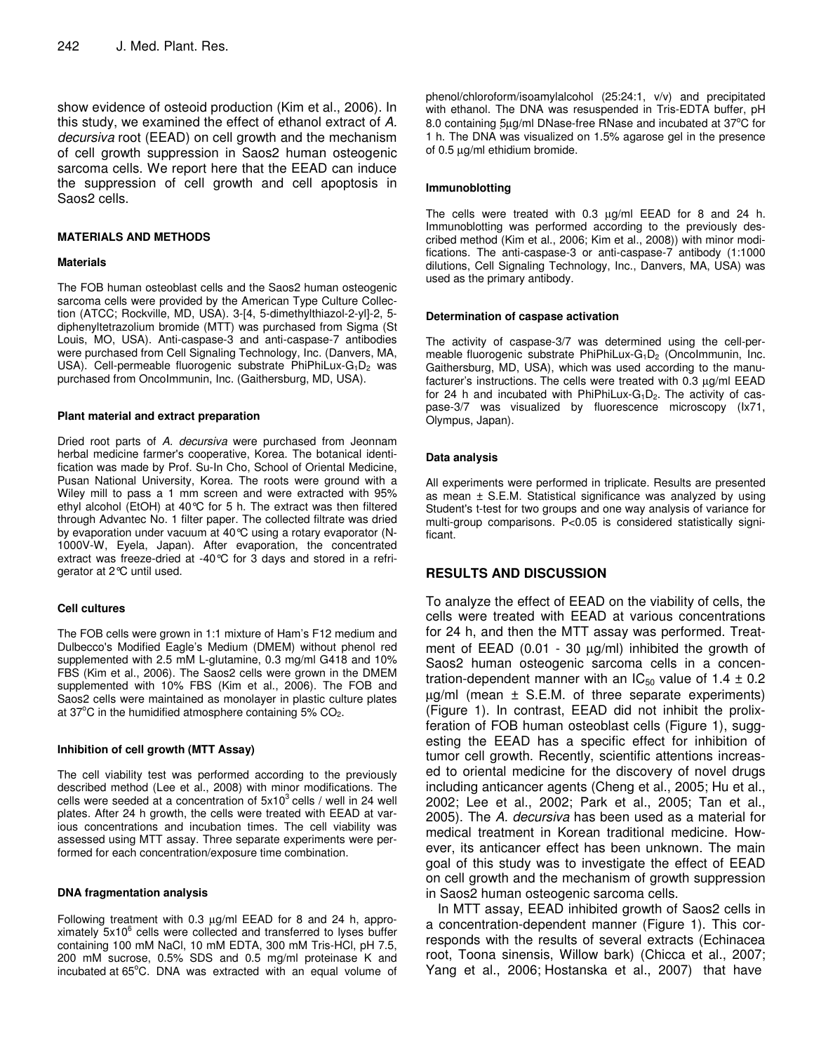show evidence of osteoid production (Kim et al., 2006). In this study, we examined the effect of ethanol extract of *A. decursiva* root (EEAD) on cell growth and the mechanism of cell growth suppression in Saos2 human osteogenic sarcoma cells. We report here that the EEAD can induce the suppression of cell growth and cell apoptosis in Saos2 cells.

## MATERIALS AND METHODS

### Materials

The FOB human osteoblast cells and the Saos2 human osteogenic sarcoma cells were provided by the American Type Culture Collection (ATCC; Rockville, MD, USA). 3-[4, 5-dimethylthiazol-2-yl]-2, 5-diphenyltetrazolium bromide (MTT) was purchased from Sigma (St Louis, MO, USA). Anti-caspase-3 and anti-caspase-7 antibodies were purchased from Cell Signaling Technology, Inc. (Danvers, MA, USA). Cell-permeable fluorogenic substrate PhiPhiLux-$G_1D_2$ was purchased from OncoImmunin, Inc. (Gaithersburg, MD, USA).

### Plant material and extract preparation

Dried root parts of *A. decursiva* were purchased from Jeonnam herbal medicine farmer's cooperative, Korea. The botanical identification was made by Prof. Su-In Cho, School of Oriental Medicine, Pusan National University, Korea. The roots were ground with a Wiley mill to pass a 1 mm screen and were extracted with 95% ethyl alcohol (EtOH) at 40°C for 5 h. The extract was then filtered through Advantec No. 1 filter paper. The collected filtrate was dried by evaporation under vacuum at 40°C using a rotary evaporator (N-1000V-W, Eyela, Japan). After evaporation, the concentrated extract was freeze-dried at -40°C for 3 days and stored in a refrigerator at 2°C until used.

### Cell cultures

The FOB cells were grown in 1:1 mixture of Ham's F12 medium and Dulbecco's Modified Eagle's Medium (DMEM) without phenol red supplemented with 2.5 mM L-glutamine, 0.3 mg/ml G418 and 10% FBS (Kim et al., 2006). The Saos2 cells were grown in the DMEM supplemented with 10% FBS (Kim et al., 2006). The FOB and Saos2 cells were maintained as monolayer in plastic culture plates at 37°C in the humidified atmosphere containing 5% $CO_2$.

### Inhibition of cell growth (MTT Assay)

The cell viability test was performed according to the previously described method (Lee et al., 2008) with minor modifications. The cells were seeded at a concentration of $5 \times 10^3$ cells / well in 24 well plates. After 24 h growth, the cells were treated with EEAD at various concentrations and incubation times. The cell viability was assessed using MTT assay. Three separate experiments were performed for each concentration/exposure time combination.

### DNA fragmentation analysis

Following treatment with 0.3 μg/ml EEAD for 8 and 24 h, approximately $5 \times 10^6$ cells were collected and transferred to lyses buffer containing 100 mM NaCl, 10 mM EDTA, 300 mM Tris-HCl, pH 7.5, 200 mM sucrose, 0.5% SDS and 0.5 mg/ml proteinase K and incubated at 65°C. DNA was extracted with an equal volume of phenol/chloroform/isoamylalcohol (25:24:1, v/v) and precipitated with ethanol. The DNA was resuspended in Tris-EDTA buffer, pH 8.0 containing 5μg/ml DNase-free RNase and incubated at 37°C for 1 h. The DNA was visualized on 1.5% agarose gel in the presence of 0.5 μg/ml ethidium bromide.

### Immunoblotting

The cells were treated with 0.3 μg/ml EEAD for 8 and 24 h. Immunoblotting was performed according to the previously described method (Kim et al., 2006; Kim et al., 2008)) with minor modifications. The anti-caspase-3 or anti-caspase-7 antibody (1:1000 dilutions, Cell Signaling Technology, Inc., Danvers, MA, USA) was used as the primary antibody.

### Determination of caspase activation

The activity of caspase-3/7 was determined using the cell-permeable fluorogenic substrate PhiPhiLux-$G_1D_2$ (OncoImmunin, Inc. Gaithersburg, MD, USA), which was used according to the manufacturer's instructions. The cells were treated with 0.3 μg/ml EEAD for 24 h and incubated with PhiPhiLux-$G_1D_2$. The activity of caspase-3/7 was visualized by fluorescence microscopy (Ix71, Olympus, Japan).

### Data analysis

All experiments were performed in triplicate. Results are presented as mean ± S.E.M. Statistical significance was analyzed by using Student's t-test for two groups and one way analysis of variance for multi-group comparisons. $P<0.05$ is considered statistically significant.

## RESULTS AND DISCUSSION

To analyze the effect of EEAD on the viability of cells, the cells were treated with EEAD at various concentrations for 24 h, and then the MTT assay was performed. Treatment of EEAD (0.01 - 30 μg/ml) inhibited the growth of Saos2 human osteogenic sarcoma cells in a concentration-dependent manner with an $IC_{50}$ value of 1.4 ± 0.2 μg/ml (mean ± S.E.M. of three separate experiments) (Figure 1). In contrast, EEAD did not inhibit the prolixferation of FOB human osteoblast cells (Figure 1), suggesting the EEAD has a specific effect for inhibition of tumor cell growth. Recently, scientific attentions increased to oriental medicine for the discovery of novel drugs including anticancer agents (Cheng et al., 2005; Hu et al., 2002; Lee et al., 2002; Park et al., 2005; Tan et al., 2005). The *A. decursiva* has been used as a material for medical treatment in Korean traditional medicine. However, its anticancer effect has been unknown. The main goal of this study was to investigate the effect of EEAD on cell growth and the mechanism of growth suppression in Saos2 human osteogenic sarcoma cells.

In MTT assay, EEAD inhibited growth of Saos2 cells in a concentration-dependent manner (Figure 1). This corresponds with the results of several extracts (Echinacea root, Toona sinensis, Willow bark) (Chicca et al., 2007; Yang et al., 2006; Hostanska et al., 2007) that have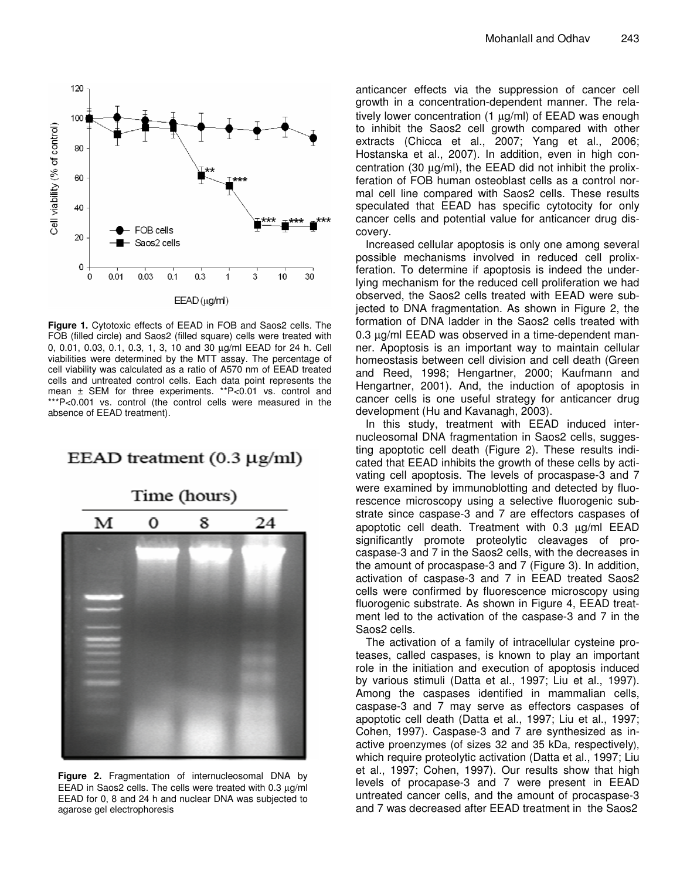**Figure 1.** Cytotoxic effects of EEAD in FOB and Saos2 cells. The FOB (filled circle) and Saos2 (filled square) cells were treated with 0, 0.01, 0.03, 0.1, 0.3, 1, 3, 10 and 30 µg/ml EEAD for 24 h. Cell viabilities were determined by the MTT assay. The percentage of cell viability was calculated as a ratio of A570 nm of EEAD treated cells and untreated control cells. Each data point represents the mean ± SEM for three experiments. **P<0.01 vs. control and ***P<0.001 vs. control (the control cells were measured in the absence of EEAD treatment).

**Figure 2.** Fragmentation of internucleosomal DNA by EEAD in Saos2 cells. The cells were treated with 0.3 µg/ml EEAD for 0, 8 and 24 h and nuclear DNA was subjected to agarose gel electrophoresis

anticancer effects via the suppression of cancer cell growth in a concentration-dependent manner. The relatively lower concentration (1 µg/ml) of EEAD was enough to inhibit the Saos2 cell growth compared with other extracts (Chicca et al., 2007; Yang et al., 2006; Hostanska et al., 2007). In addition, even in high concentration (30 µg/ml), the EEAD did not inhibit the prolixferation of FOB human osteoblast cells as a control normal cell line compared with Saos2 cells. These results speculated that EEAD has specific cytotocity for only cancer cells and potential value for anticancer drug discovery.

Increased cellular apoptosis is only one among several possible mechanisms involved in reduced cell prolixferation. To determine if apoptosis is indeed the underlying mechanism for the reduced cell proliferation we had observed, the Saos2 cells treated with EEAD were subjected to DNA fragmentation. As shown in Figure 2, the formation of DNA ladder in the Saos2 cells treated with 0.3 µg/ml EEAD was observed in a time-dependent manner. Apoptosis is an important way to maintain cellular homeostasis between cell division and cell death (Green and Reed, 1998; Hengartner, 2000; Kaufmann and Hengartner, 2001). And, the induction of apoptosis in cancer cells is one useful strategy for anticancer drug development (Hu and Kavanagh, 2003).

In this study, treatment with EEAD induced internucleosomal DNA fragmentation in Saos2 cells, suggesting apoptotic cell death (Figure 2). These results indicated that EEAD inhibits the growth of these cells by activating cell apoptosis. The levels of procaspase-3 and 7 were examined by immunoblotting and detected by fluorescence microscopy using a selective fluorogenic substrate since caspase-3 and 7 are effectors caspases of apoptotic cell death. Treatment with 0.3 µg/ml EEAD significantly promote proteolytic cleavages of procaspase-3 and 7 in the Saos2 cells, with the decreases in the amount of procaspase-3 and 7 (Figure 3). In addition, activation of caspase-3 and 7 in EEAD treated Saos2 cells were confirmed by fluorescence microscopy using fluorogenic substrate. As shown in Figure 4, EEAD treatment led to the activation of the caspase-3 and 7 in the Saos2 cells.

The activation of a family of intracellular cysteine proteases, called caspases, is known to play an important role in the initiation and execution of apoptosis induced by various stimuli (Datta et al., 1997; Liu et al., 1997). Among the caspases identified in mammalian cells, caspase-3 and 7 may serve as effectors caspases of apoptotic cell death (Datta et al., 1997; Liu et al., 1997; Cohen, 1997). Caspase-3 and 7 are synthesized as inactive proenzymes (of sizes 32 and 35 kDa, respectively), which require proteolytic activation (Datta et al., 1997; Liu et al., 1997; Cohen, 1997). Our results show that high levels of procapase-3 and 7 were present in EEAD untreated cancer cells, and the amount of procaspase-3 and 7 was decreased after EEAD treatment in the Saos2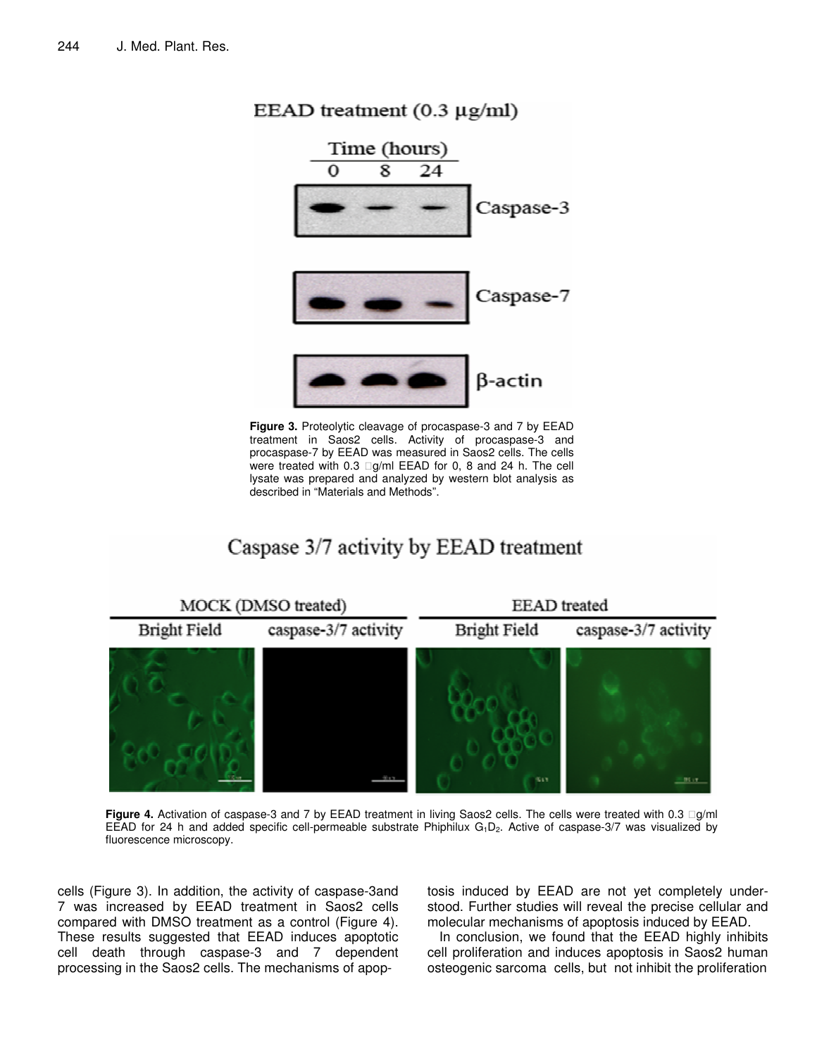**Figure 3.** Proteolytic cleavage of procaspase-3 and 7 by EEAD treatment in Saos2 cells. Activity of procaspase-3 and procaspase-7 by EEAD was measured in Saos2 cells. The cells were treated with 0.3 g/ml EEAD for 0, 8 and 24 h. The cell lysate was prepared and analyzed by western blot analysis as described in "Materials and Methods".

**Figure 4.** Activation of caspase-3 and 7 by EEAD treatment in living Saos2 cells. The cells were treated with 0.3 g/ml EEAD for 24 h and added specific cell-permeable substrate Phiphilux $G_1D_2$. Active of caspase-3/7 was visualized by fluorescence microscopy.

cells (Figure 3). In addition, the activity of caspase-3and 7 was increased by EEAD treatment in Saos2 cells compared with DMSO treatment as a control (Figure 4). These results suggested that EEAD induces apoptotic cell death through caspase-3 and 7 dependent processing in the Saos2 cells. The mechanisms of apoptosis induced by EEAD are not yet completely understood. Further studies will reveal the precise cellular and molecular mechanisms of apoptosis induced by EEAD.

In conclusion, we found that the EEAD highly inhibits cell proliferation and induces apoptosis in Saos2 human osteogenic sarcoma cells, but not inhibit the proliferation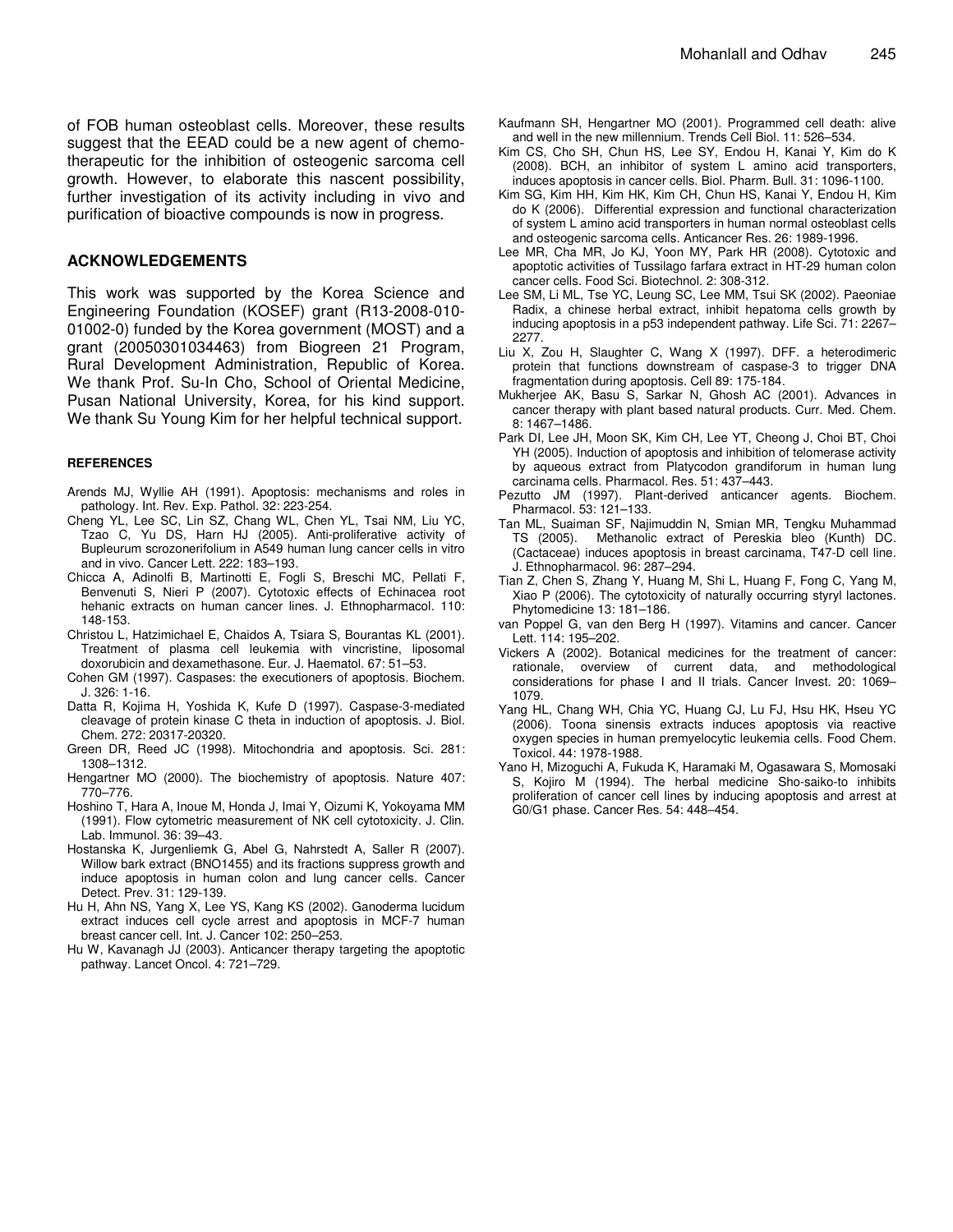of FOB human osteoblast cells. Moreover, these results suggest that the EEAD could be a new agent of chemotherapeutic for the inhibition of osteogenic sarcoma cell growth. However, to elaborate this nascent possibility, further investigation of its activity including in vivo and purification of bioactive compounds is now in progress.

## ACKNOWLEDGEMENTS

This work was supported by the Korea Science and Engineering Foundation (KOSEF) grant (R13-2008-010-01002-0) funded by the Korea government (MOST) and a grant (20050301034463) from Biogreen 21 Program, Rural Development Administration, Republic of Korea. We thank Prof. Su-In Cho, School of Oriental Medicine, Pusan National University, Korea, for his kind support. We thank Su Young Kim for her helpful technical support.

### REFERENCES

Arends MJ, Wyllie AH (1991). Apoptosis: mechanisms and roles in pathology. Int. Rev. Exp. Pathol. 32: 223-254.

Cheng YL, Lee SC, Lin SZ, Chang WL, Chen YL, Tsai NM, Liu YC, Tzao C, Yu DS, Harn HJ (2005). Anti-proliferative activity of Bupleurum scrozonerifolium in A549 human lung cancer cells in vitro and in vivo. Cancer Lett. 222: 183–193.

Chicca A, Adinolfi B, Martinotti E, Fogli S, Breschi MC, Pellati F, Benvenuti S, Nieri P (2007). Cytotoxic effects of Echinacea root hehanic extracts on human cancer lines. J. Ethnopharmacol. 110: 148-153.

Christou L, Hatzimichael E, Chaidos A, Tsiara S, Bourantas KL (2001). Treatment of plasma cell leukemia with vincristine, liposomal doxorubicin and dexamethasone. Eur. J. Haematol. 67: 51–53.

Cohen GM (1997). Caspases: the executioners of apoptosis. Biochem. J. 326: 1-16.

Datta R, Kojima H, Yoshida K, Kufe D (1997). Caspase-3-mediated cleavage of protein kinase C theta in induction of apoptosis. J. Biol. Chem. 272: 20317-20320.

Green DR, Reed JC (1998). Mitochondria and apoptosis. Sci. 281: 1308–1312.

Hengartner MO (2000). The biochemistry of apoptosis. Nature 407: 770–776.

Hoshino T, Hara A, Inoue M, Honda J, Imai Y, Oizumi K, Yokoyama MM (1991). Flow cytometric measurement of NK cell cytotoxicity. J. Clin. Lab. Immunol. 36: 39–43.

Hostanska K, Jurgenliemk G, Abel G, Nahrstedt A, Saller R (2007). Willow bark extract (BNO1455) and its fractions suppress growth and induce apoptosis in human colon and lung cancer cells. Cancer Detect. Prev. 31: 129-139.

Hu H, Ahn NS, Yang X, Lee YS, Kang KS (2002). Ganoderma lucidum extract induces cell cycle arrest and apoptosis in MCF-7 human breast cancer cell. Int. J. Cancer 102: 250–253.

Hu W, Kavanagh JJ (2003). Anticancer therapy targeting the apoptotic pathway. Lancet Oncol. 4: 721–729.

Kaufmann SH, Hengartner MO (2001). Programmed cell death: alive and well in the new millennium. Trends Cell Biol. 11: 526–534.

Kim CS, Cho SH, Chun HS, Lee SY, Endou H, Kanai Y, Kim do K (2008). BCH, an inhibitor of system L amino acid transporters, induces apoptosis in cancer cells. Biol. Pharm. Bull. 31: 1096-1100.

Kim SG, Kim HH, Kim HK, Kim CH, Chun HS, Kanai Y, Endou H, Kim do K (2006). Differential expression and functional characterization of system L amino acid transporters in human normal osteoblast cells and osteogenic sarcoma cells. Anticancer Res. 26: 1989-1996.

Lee MR, Cha MR, Jo KJ, Yoon MY, Park HR (2008). Cytotoxic and apoptotic activities of Tussilago farfara extract in HT-29 human colon cancer cells. Food Sci. Biotechnol. 2: 308-312.

Lee SM, Li ML, Tse YC, Leung SC, Lee MM, Tsui SK (2002). Paeoniae Radix, a chinese herbal extract, inhibit hepatoma cells growth by inducing apoptosis in a p53 independent pathway. Life Sci. 71: 2267–2277.

Liu X, Zou H, Slaughter C, Wang X (1997). DFF. a heterodimeric protein that functions downstream of caspase-3 to trigger DNA fragmentation during apoptosis. Cell 89: 175-184.

Mukherjee AK, Basu S, Sarkar N, Ghosh AC (2001). Advances in cancer therapy with plant based natural products. Curr. Med. Chem. 8: 1467–1486.

Park DI, Lee JH, Moon SK, Kim CH, Lee YT, Cheong J, Choi BT, Choi YH (2005). Induction of apoptosis and inhibition of telomerase activity by aqueous extract from Platycodon grandiforum in human lung carcinama cells. Pharmacol. Res. 51: 437–443.

Pezutto JM (1997). Plant-derived anticancer agents. Biochem. Pharmacol. 53: 121–133.

Tan ML, Suaiman SF, Najimuddin N, Smian MR, Tengku Muhammad TS (2005). Methanolic extract of Pereskia bleo (Kunth) DC. (Cactaceae) induces apoptosis in breast carcinama, T47-D cell line. J. Ethnopharmacol. 96: 287–294.

Tian Z, Chen S, Zhang Y, Huang M, Shi L, Huang F, Fong C, Yang M, Xiao P (2006). The cytotoxicity of naturally occurring styryl lactones. Phytomedicine 13: 181–186.

van Poppel G, van den Berg H (1997). Vitamins and cancer. Cancer Lett. 114: 195–202.

Vickers A (2002). Botanical medicines for the treatment of cancer: rationale, overview of current data, and methodological considerations for phase I and II trials. Cancer Invest. 20: 1069–1079.

Yang HL, Chang WH, Chia YC, Huang CJ, Lu FJ, Hsu HK, Hseu YC (2006). Toona sinensis extracts induces apoptosis via reactive oxygen species in human premyelocytic leukemia cells. Food Chem. Toxicol. 44: 1978-1988.

Yano H, Mizoguchi A, Fukuda K, Haramaki M, Ogasawara S, Momosaki S, Kojiro M (1994). The herbal medicine Sho-saiko-to inhibits proliferation of cancer cell lines by inducing apoptosis and arrest at G0/G1 phase. Cancer Res. 54: 448–454.